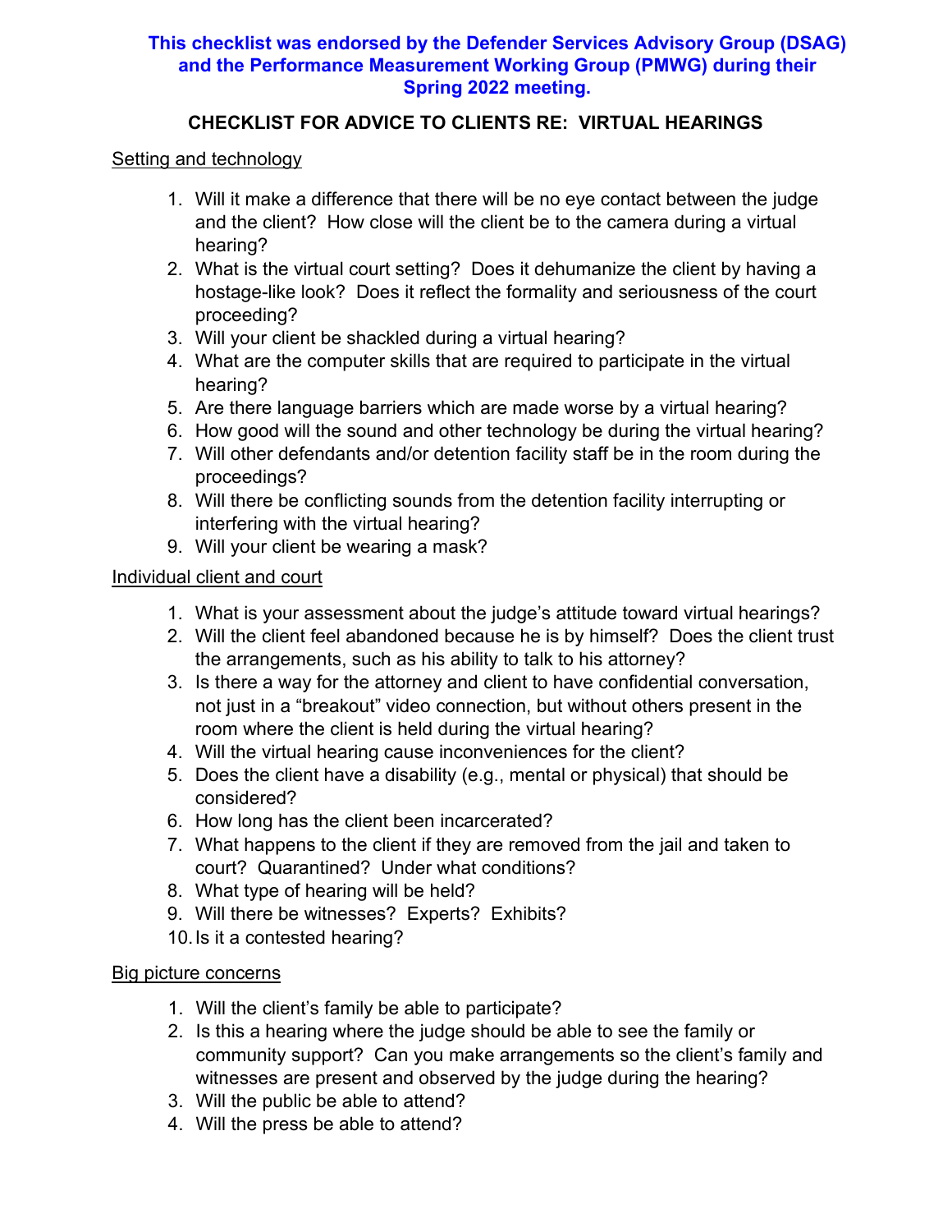**This checklist was endorsed by the Defender Services Advisory Group (DSAG) and the Performance Measurement Working Group (PMWG) during their Spring 2022 meeting.**

# CHECKLIST FOR ADVICE TO CLIENTS RE: VIRTUAL HEARINGS

## Setting and technology

1. Will it make a difference that there will be no eye contact between the judge and the client? How close will the client be to the camera during a virtual hearing?
2. What is the virtual court setting? Does it dehumanize the client by having a hostage-like look? Does it reflect the formality and seriousness of the court proceeding?
3. Will your client be shackled during a virtual hearing?
4. What are the computer skills that are required to participate in the virtual hearing?
5. Are there language barriers which are made worse by a virtual hearing?
6. How good will the sound and other technology be during the virtual hearing?
7. Will other defendants and/or detention facility staff be in the room during the proceedings?
8. Will there be conflicting sounds from the detention facility interrupting or interfering with the virtual hearing?
9. Will your client be wearing a mask?

## Individual client and court

1. What is your assessment about the judge's attitude toward virtual hearings?
2. Will the client feel abandoned because he is by himself? Does the client trust the arrangements, such as his ability to talk to his attorney?
3. Is there a way for the attorney and client to have confidential conversation, not just in a "breakout" video connection, but without others present in the room where the client is held during the virtual hearing?
4. Will the virtual hearing cause inconveniences for the client?
5. Does the client have a disability (e.g., mental or physical) that should be considered?
6. How long has the client been incarcerated?
7. What happens to the client if they are removed from the jail and taken to court? Quarantined? Under what conditions?
8. What type of hearing will be held?
9. Will there be witnesses? Experts? Exhibits?
10. Is it a contested hearing?

## Big picture concerns

1. Will the client's family be able to participate?
2. Is this a hearing where the judge should be able to see the family or community support? Can you make arrangements so the client's family and witnesses are present and observed by the judge during the hearing?
3. Will the public be able to attend?
4. Will the press be able to attend?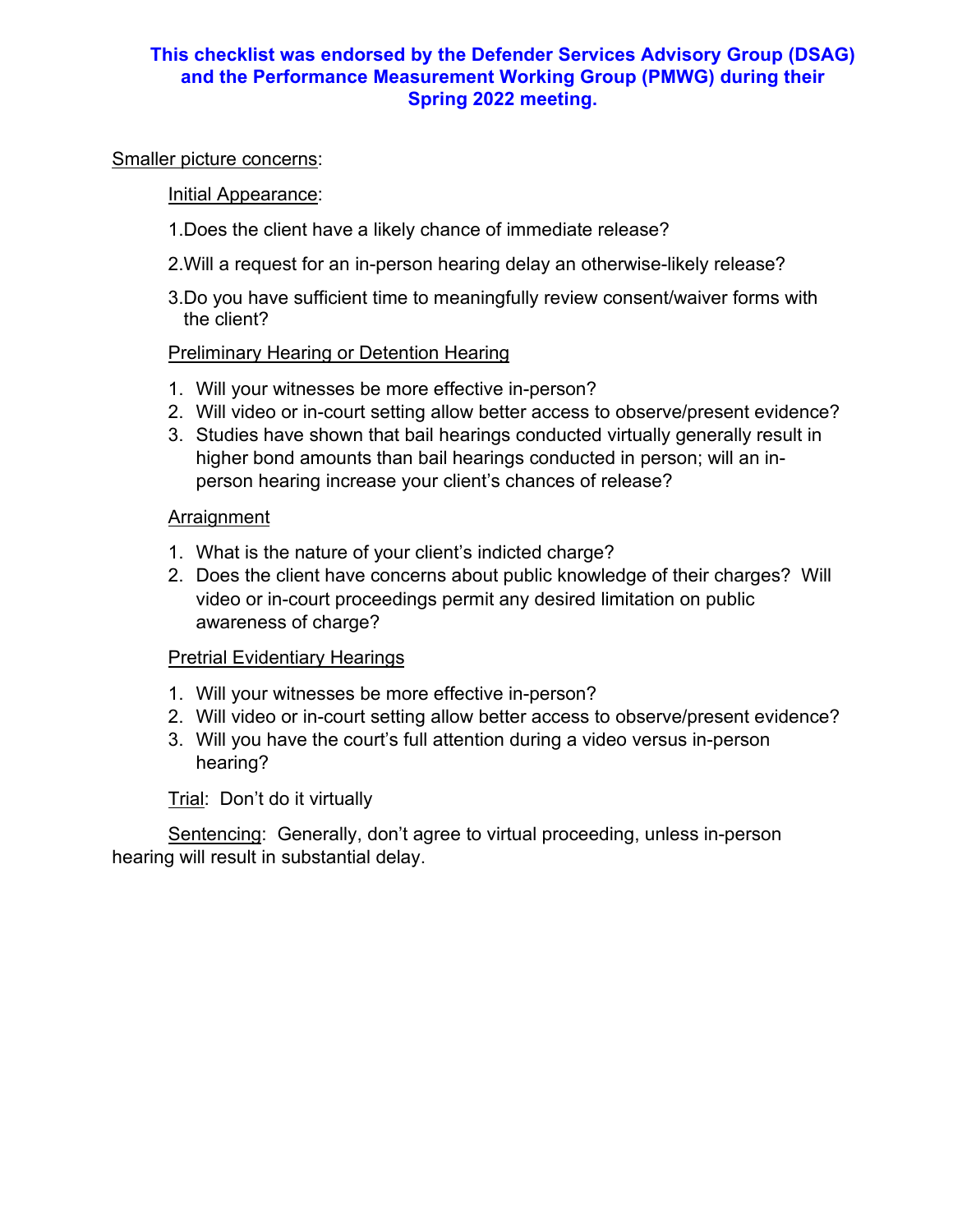**This checklist was endorsed by the Defender Services Advisory Group (DSAG) and the Performance Measurement Working Group (PMWG) during their Spring 2022 meeting.**

<u>Smaller picture concerns</u>:

<u>Initial Appearance</u>:

1. Does the client have a likely chance of immediate release?
2. Will a request for an in-person hearing delay an otherwise-likely release?
3. Do you have sufficient time to meaningfully review consent/waiver forms with the client?

<u>Preliminary Hearing or Detention Hearing</u>

1. Will your witnesses be more effective in-person?
2. Will video or in-court setting allow better access to observe/present evidence?
3. Studies have shown that bail hearings conducted virtually generally result in higher bond amounts than bail hearings conducted in person; will an in-person hearing increase your client's chances of release?

<u>Arraignment</u>

1. What is the nature of your client's indicted charge?
2. Does the client have concerns about public knowledge of their charges? Will video or in-court proceedings permit any desired limitation on public awareness of charge?

<u>Pretrial Evidentiary Hearings</u>

1. Will your witnesses be more effective in-person?
2. Will video or in-court setting allow better access to observe/present evidence?
3. Will you have the court's full attention during a video versus in-person hearing?

<u>Trial</u>: Don't do it virtually

<u>Sentencing</u>: Generally, don't agree to virtual proceeding, unless in-person hearing will result in substantial delay.